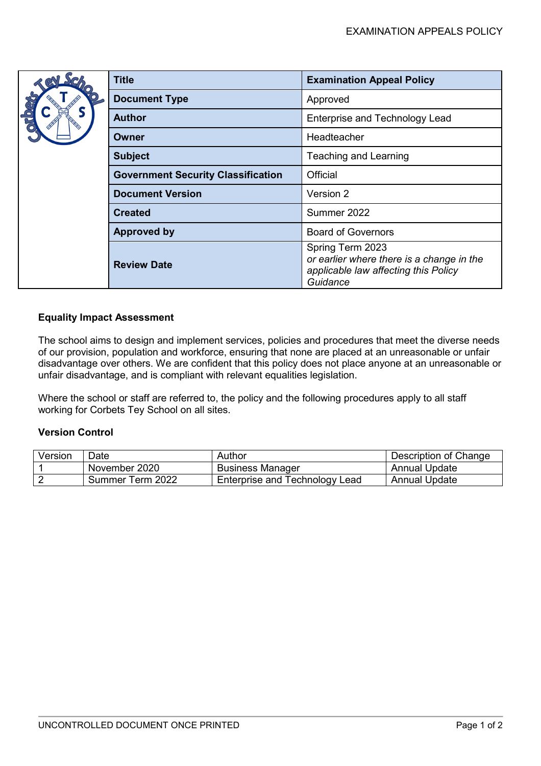| Title | Examination Appeal Policy |
|---|---|
| Document Type | Approved |
| Author | Enterprise and Technology Lead |
| Owner | Headteacher |
| Subject | Teaching and Learning |
| Government Security Classification | Official |
| Document Version | Version 2 |
| Created | Summer 2022 |
| Approved by | Board of Governors |
| Review Date | Spring Term 2023 *or earlier where there is a change in the applicable law affecting this Policy Guidance* |

**Equality Impact Assessment**

The school aims to design and implement services, policies and procedures that meet the diverse needs of our provision, population and workforce, ensuring that none are placed at an unreasonable or unfair disadvantage over others. We are confident that this policy does not place anyone at an unreasonable or unfair disadvantage, and is compliant with relevant equalities legislation.

Where the school or staff are referred to, the policy and the following procedures apply to all staff working for Corbets Tey School on all sites.

**Version Control**

| Version | Date | Author | Description of Change |
|---|---|---|---|
| 1 | November 2020 | Business Manager | Annual Update |
| 2 | Summer Term 2022 | Enterprise and Technology Lead | Annual Update |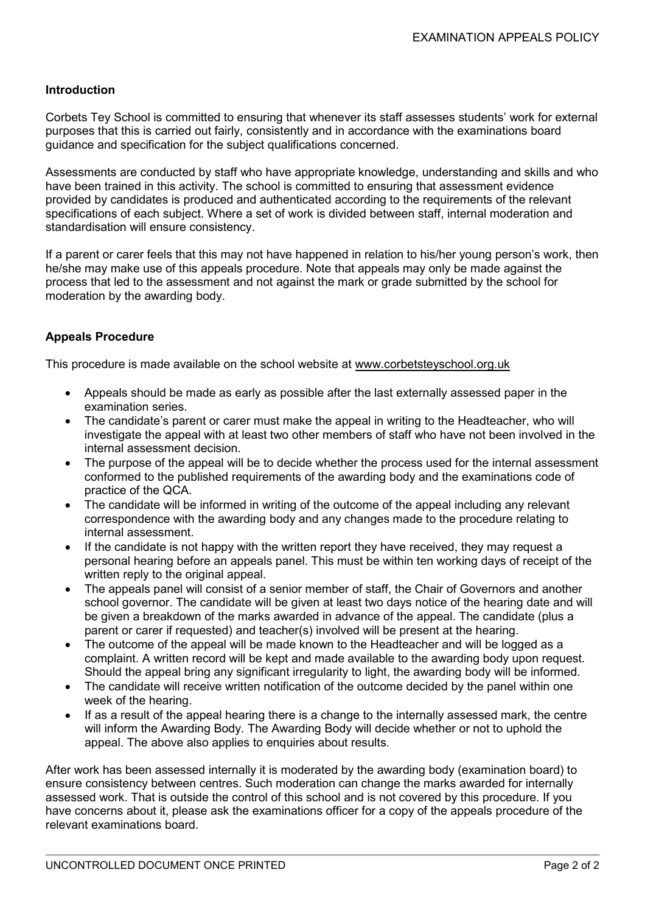**Introduction**

Corbets Tey School is committed to ensuring that whenever its staff assesses students' work for external purposes that this is carried out fairly, consistently and in accordance with the examinations board guidance and specification for the subject qualifications concerned.

Assessments are conducted by staff who have appropriate knowledge, understanding and skills and who have been trained in this activity. The school is committed to ensuring that assessment evidence provided by candidates is produced and authenticated according to the requirements of the relevant specifications of each subject. Where a set of work is divided between staff, internal moderation and standardisation will ensure consistency.

If a parent or carer feels that this may not have happened in relation to his/her young person's work, then he/she may make use of this appeals procedure. Note that appeals may only be made against the process that led to the assessment and not against the mark or grade submitted by the school for moderation by the awarding body.

**Appeals Procedure**

This procedure is made available on the school website at www.corbetsteyschool.org.uk

- Appeals should be made as early as possible after the last externally assessed paper in the examination series.
- The candidate's parent or carer must make the appeal in writing to the Headteacher, who will investigate the appeal with at least two other members of staff who have not been involved in the internal assessment decision.
- The purpose of the appeal will be to decide whether the process used for the internal assessment conformed to the published requirements of the awarding body and the examinations code of practice of the QCA.
- The candidate will be informed in writing of the outcome of the appeal including any relevant correspondence with the awarding body and any changes made to the procedure relating to internal assessment.
- If the candidate is not happy with the written report they have received, they may request a personal hearing before an appeals panel. This must be within ten working days of receipt of the written reply to the original appeal.
- The appeals panel will consist of a senior member of staff, the Chair of Governors and another school governor. The candidate will be given at least two days notice of the hearing date and will be given a breakdown of the marks awarded in advance of the appeal. The candidate (plus a parent or carer if requested) and teacher(s) involved will be present at the hearing.
- The outcome of the appeal will be made known to the Headteacher and will be logged as a complaint. A written record will be kept and made available to the awarding body upon request. Should the appeal bring any significant irregularity to light, the awarding body will be informed.
- The candidate will receive written notification of the outcome decided by the panel within one week of the hearing.
- If as a result of the appeal hearing there is a change to the internally assessed mark, the centre will inform the Awarding Body. The Awarding Body will decide whether or not to uphold the appeal. The above also applies to enquiries about results.

After work has been assessed internally it is moderated by the awarding body (examination board) to ensure consistency between centres. Such moderation can change the marks awarded for internally assessed work. That is outside the control of this school and is not covered by this procedure. If you have concerns about it, please ask the examinations officer for a copy of the appeals procedure of the relevant examinations board.